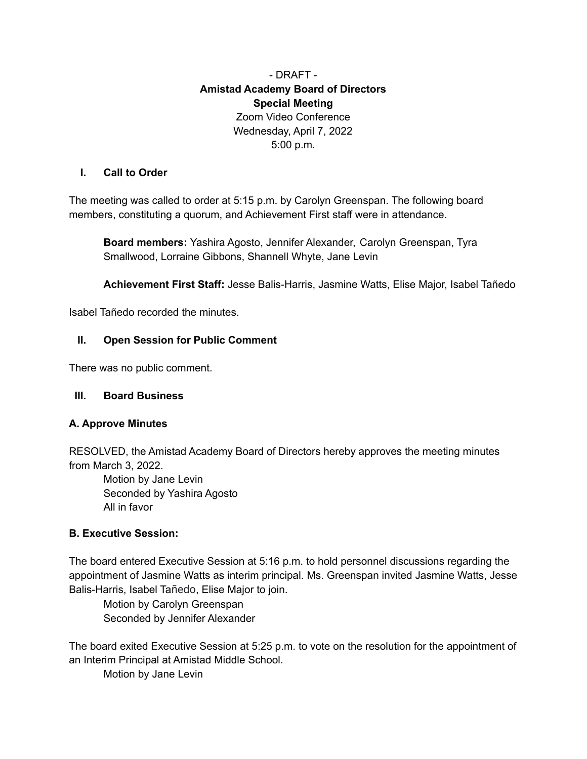- DRAFT -

**Amistad Academy Board of Directors**

**Special Meeting**

Zoom Video Conference

Wednesday, April 7, 2022

5:00 p.m.

## I. Call to Order

The meeting was called to order at 5:15 p.m. by Carolyn Greenspan. The following board members, constituting a quorum, and Achievement First staff were in attendance.

> **Board members:** Yashira Agosto, Jennifer Alexander, Carolyn Greenspan, Tyra Smallwood, Lorraine Gibbons, Shannell Whyte, Jane Levin
>
> **Achievement First Staff:** Jesse Balis-Harris, Jasmine Watts, Elise Major, Isabel Tañedo

Isabel Tañedo recorded the minutes.

## II. Open Session for Public Comment

There was no public comment.

## III. Board Business

### A. Approve Minutes

RESOLVED, the Amistad Academy Board of Directors hereby approves the meeting minutes from March 3, 2022.

> Motion by Jane Levin
> Seconded by Yashira Agosto
> All in favor

### B. Executive Session:

The board entered Executive Session at 5:16 p.m. to hold personnel discussions regarding the appointment of Jasmine Watts as interim principal. Ms. Greenspan invited Jasmine Watts, Jesse Balis-Harris, Isabel Tañedo, Elise Major to join.

> Motion by Carolyn Greenspan
> Seconded by Jennifer Alexander

The board exited Executive Session at 5:25 p.m. to vote on the resolution for the appointment of an Interim Principal at Amistad Middle School.

> Motion by Jane Levin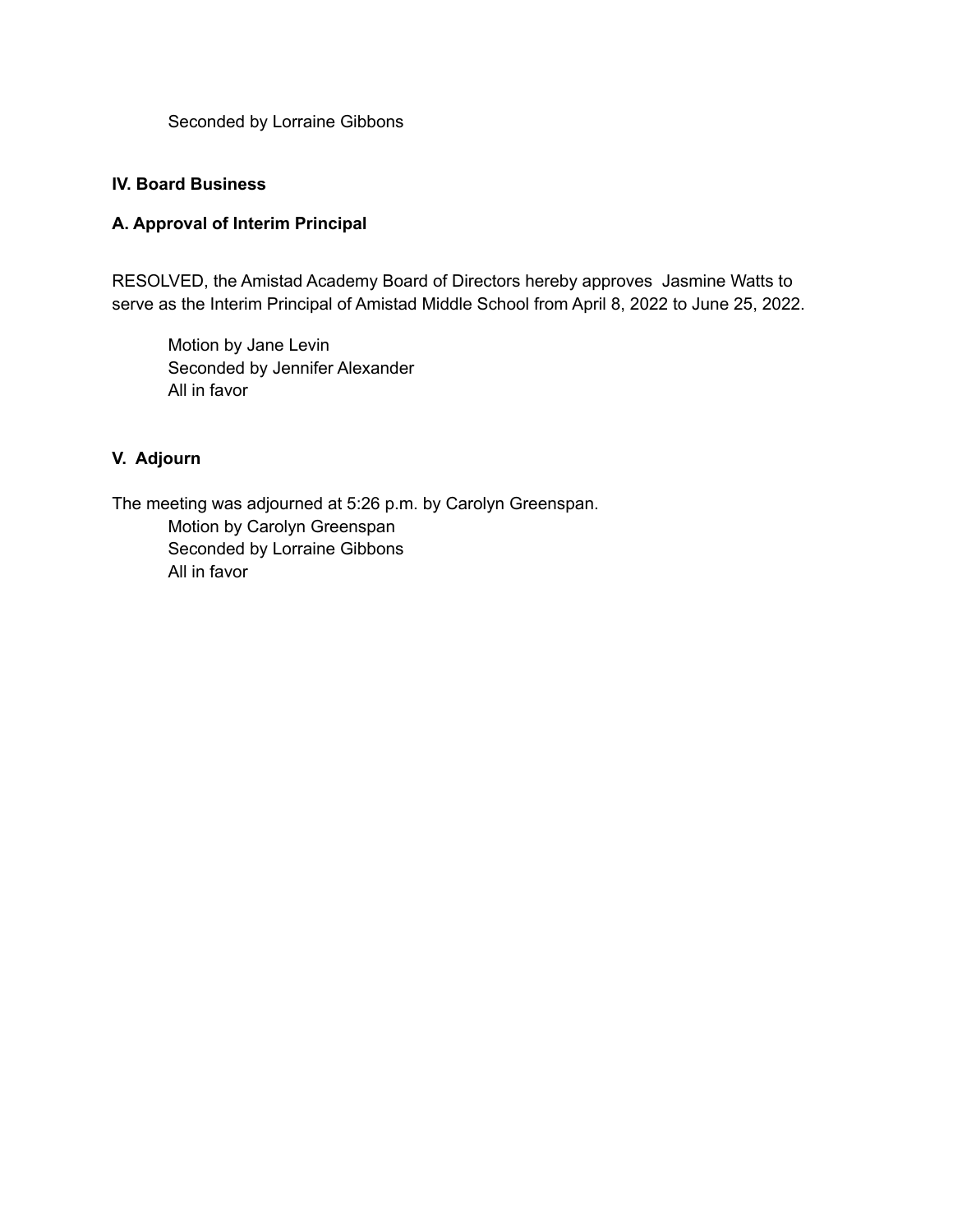Seconded by Lorraine Gibbons

**IV. Board Business**

**A. Approval of Interim Principal**

RESOLVED, the Amistad Academy Board of Directors hereby approves Jasmine Watts to serve as the Interim Principal of Amistad Middle School from April 8, 2022 to June 25, 2022.

Motion by Jane Levin
Seconded by Jennifer Alexander
All in favor

**V. Adjourn**

The meeting was adjourned at 5:26 p.m. by Carolyn Greenspan.

Motion by Carolyn Greenspan
Seconded by Lorraine Gibbons
All in favor